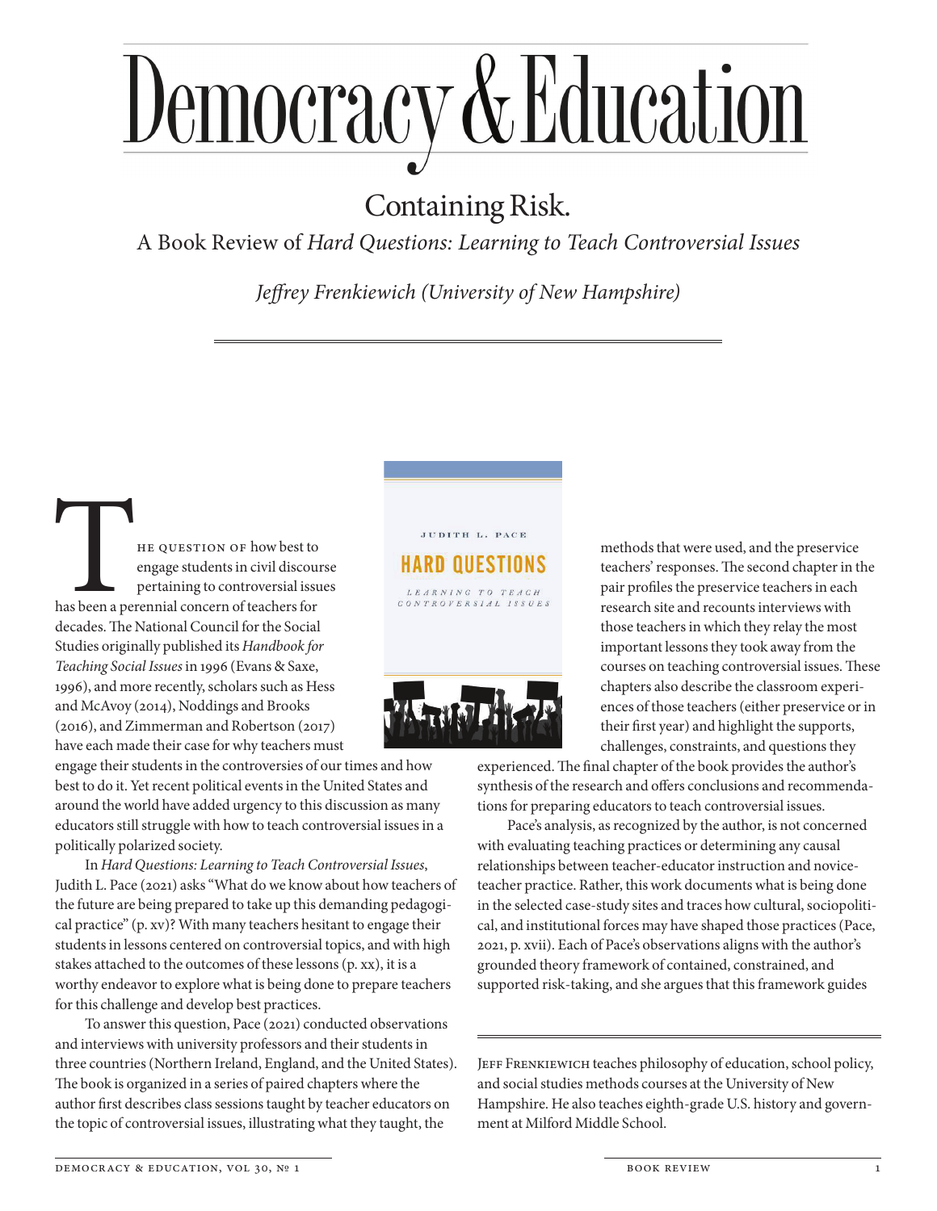# Democracy & Education

## Containing Risk.

### A Book Review of *Hard Questions: Learning to Teach Controversial Issues*

*Jeffrey Frenkiewich (University of New Hampshire)*

The question of how best to engage students in civil discourse pertaining to controversial issues has been a perennial concern of teachers for decades. The National Council for the Social Studies originally published its *Handbook for Teaching Social Issues* in 1996 (Evans & Saxe, 1996), and more recently, scholars such as Hess and McAvoy (2014), Noddings and Brooks (2016), and Zimmerman and Robertson (2017) have each made their case for why teachers must engage their students in the controversies of our times and how best to do it. Yet recent political events in the United States and around the world have added urgency to this discussion as many educators still struggle with how to teach controversial issues in a politically polarized society.

In *Hard Questions: Learning to Teach Controversial Issues*, Judith L. Pace (2021) asks "What do we know about how teachers of the future are being prepared to take up this demanding pedagogical practice" (p. xv)? With many teachers hesitant to engage their students in lessons centered on controversial topics, and with high stakes attached to the outcomes of these lessons (p. xx), it is a worthy endeavor to explore what is being done to prepare teachers for this challenge and develop best practices.

To answer this question, Pace (2021) conducted observations and interviews with university professors and their students in three countries (Northern Ireland, England, and the United States). The book is organized in a series of paired chapters where the author first describes class sessions taught by teacher educators on the topic of controversial issues, illustrating what they taught, the methods that were used, and the preservice teachers' responses. The second chapter in the pair profiles the preservice teachers in each research site and recounts interviews with those teachers in which they relay the most important lessons they took away from the courses on teaching controversial issues. These chapters also describe the classroom experiences of those teachers (either preservice or in their first year) and highlight the supports, challenges, constraints, and questions they experienced. The final chapter of the book provides the author's synthesis of the research and offers conclusions and recommendations for preparing educators to teach controversial issues.

Pace's analysis, as recognized by the author, is not concerned with evaluating teaching practices or determining any causal relationships between teacher-educator instruction and novice-teacher practice. Rather, this work documents what is being done in the selected case-study sites and traces how cultural, sociopolitical, and institutional forces may have shaped those practices (Pace, 2021, p. xvii). Each of Pace's observations aligns with the author's grounded theory framework of contained, constrained, and supported risk-taking, and she argues that this framework guides

---

Jeff Frenkiewich teaches philosophy of education, school policy, and social studies methods courses at the University of New Hampshire. He also teaches eighth-grade U.S. history and government at Milford Middle School.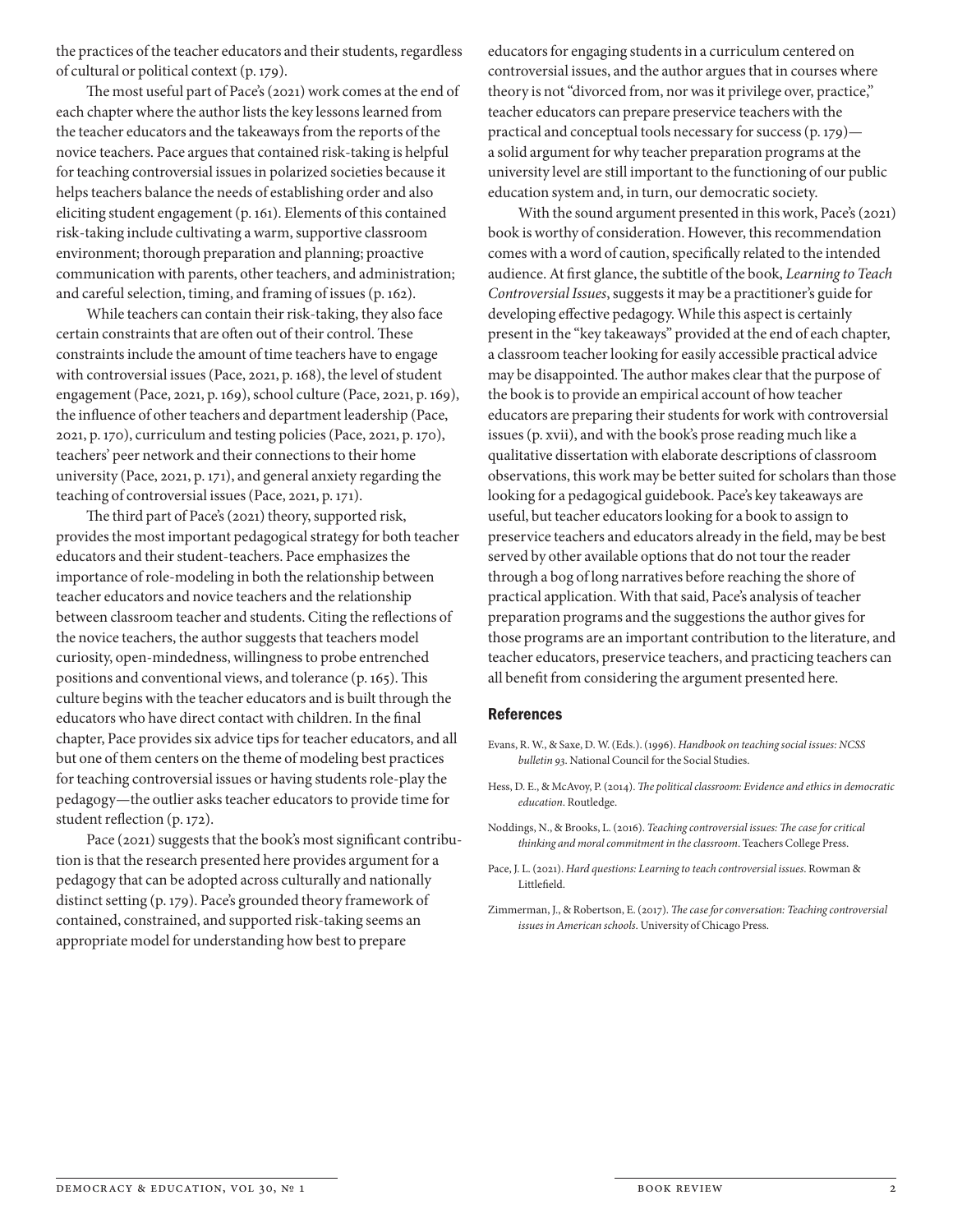the practices of the teacher educators and their students, regardless of cultural or political context (p. 179).

The most useful part of Pace's (2021) work comes at the end of each chapter where the author lists the key lessons learned from the teacher educators and the takeaways from the reports of the novice teachers. Pace argues that contained risk-taking is helpful for teaching controversial issues in polarized societies because it helps teachers balance the needs of establishing order and also eliciting student engagement (p. 161). Elements of this contained risk-taking include cultivating a warm, supportive classroom environment; thorough preparation and planning; proactive communication with parents, other teachers, and administration; and careful selection, timing, and framing of issues (p. 162).

While teachers can contain their risk-taking, they also face certain constraints that are often out of their control. These constraints include the amount of time teachers have to engage with controversial issues (Pace, 2021, p. 168), the level of student engagement (Pace, 2021, p. 169), school culture (Pace, 2021, p. 169), the influence of other teachers and department leadership (Pace, 2021, p. 170), curriculum and testing policies (Pace, 2021, p. 170), teachers' peer network and their connections to their home university (Pace, 2021, p. 171), and general anxiety regarding the teaching of controversial issues (Pace, 2021, p. 171).

The third part of Pace's (2021) theory, supported risk, provides the most important pedagogical strategy for both teacher educators and their student-teachers. Pace emphasizes the importance of role-modeling in both the relationship between teacher educators and novice teachers and the relationship between classroom teacher and students. Citing the reflections of the novice teachers, the author suggests that teachers model curiosity, open-mindedness, willingness to probe entrenched positions and conventional views, and tolerance (p. 165). This culture begins with the teacher educators and is built through the educators who have direct contact with children. In the final chapter, Pace provides six advice tips for teacher educators, and all but one of them centers on the theme of modeling best practices for teaching controversial issues or having students role-play the pedagogy—the outlier asks teacher educators to provide time for student reflection (p. 172).

Pace (2021) suggests that the book's most significant contribution is that the research presented here provides argument for a pedagogy that can be adopted across culturally and nationally distinct setting (p. 179). Pace's grounded theory framework of contained, constrained, and supported risk-taking seems an appropriate model for understanding how best to prepare educators for engaging students in a curriculum centered on controversial issues, and the author argues that in courses where theory is not "divorced from, nor was it privilege over, practice," teacher educators can prepare preservice teachers with the practical and conceptual tools necessary for success (p. 179)—a solid argument for why teacher preparation programs at the university level are still important to the functioning of our public education system and, in turn, our democratic society.

With the sound argument presented in this work, Pace's (2021) book is worthy of consideration. However, this recommendation comes with a word of caution, specifically related to the intended audience. At first glance, the subtitle of the book, *Learning to Teach Controversial Issues*, suggests it may be a practitioner's guide for developing effective pedagogy. While this aspect is certainly present in the "key takeaways" provided at the end of each chapter, a classroom teacher looking for easily accessible practical advice may be disappointed. The author makes clear that the purpose of the book is to provide an empirical account of how teacher educators are preparing their students for work with controversial issues (p. xvii), and with the book's prose reading much like a qualitative dissertation with elaborate descriptions of classroom observations, this work may be better suited for scholars than those looking for a pedagogical guidebook. Pace's key takeaways are useful, but teacher educators looking for a book to assign to preservice teachers and educators already in the field, may be best served by other available options that do not tour the reader through a bog of long narratives before reaching the shore of practical application. With that said, Pace's analysis of teacher preparation programs and the suggestions the author gives for those programs are an important contribution to the literature, and teacher educators, preservice teachers, and practicing teachers can all benefit from considering the argument presented here.

## References

Evans, R. W., & Saxe, D. W. (Eds.). (1996). *Handbook on teaching social issues: NCSS bulletin 93*. National Council for the Social Studies.

Hess, D. E., & McAvoy, P. (2014). *The political classroom: Evidence and ethics in democratic education*. Routledge.

Noddings, N., & Brooks, L. (2016). *Teaching controversial issues: The case for critical thinking and moral commitment in the classroom*. Teachers College Press.

Pace, J. L. (2021). *Hard questions: Learning to teach controversial issues*. Rowman & Littlefield.

Zimmerman, J., & Robertson, E. (2017). *The case for conversation: Teaching controversial issues in American schools*. University of Chicago Press.